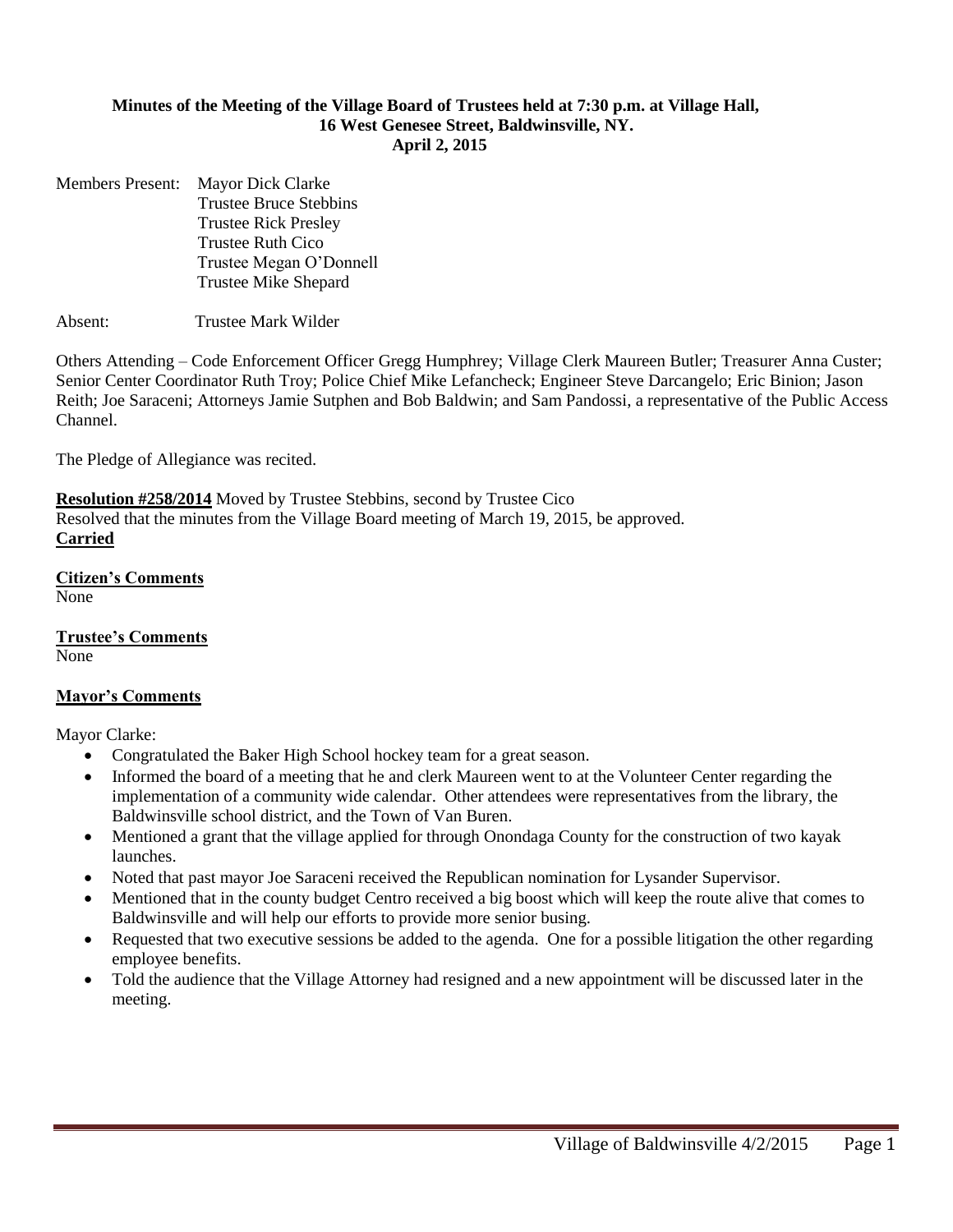**Minutes of the Meeting of the Village Board of Trustees held at 7:30 p.m. at Village Hall, 16 West Genesee Street, Baldwinsville, NY. April 2, 2015**

Members Present: Mayor Dick Clarke
Trustee Bruce Stebbins
Trustee Rick Presley
Trustee Ruth Cico
Trustee Megan O'Donnell
Trustee Mike Shepard

Absent: Trustee Mark Wilder

Others Attending – Code Enforcement Officer Gregg Humphrey; Village Clerk Maureen Butler; Treasurer Anna Custer; Senior Center Coordinator Ruth Troy; Police Chief Mike Lefancheck; Engineer Steve Darcangelo; Eric Binion; Jason Reith; Joe Saraceni; Attorneys Jamie Sutphen and Bob Baldwin; and Sam Pandossi, a representative of the Public Access Channel.

The Pledge of Allegiance was recited.

**Resolution #258/2014** Moved by Trustee Stebbins, second by Trustee Cico
Resolved that the minutes from the Village Board meeting of March 19, 2015, be approved.
**Carried**

**Citizen's Comments**
None

**Trustee's Comments**
None

**Mayor's Comments**

Mayor Clarke:

- Congratulated the Baker High School hockey team for a great season.
- Informed the board of a meeting that he and clerk Maureen went to at the Volunteer Center regarding the implementation of a community wide calendar. Other attendees were representatives from the library, the Baldwinsville school district, and the Town of Van Buren.
- Mentioned a grant that the village applied for through Onondaga County for the construction of two kayak launches.
- Noted that past mayor Joe Saraceni received the Republican nomination for Lysander Supervisor.
- Mentioned that in the county budget Centro received a big boost which will keep the route alive that comes to Baldwinsville and will help our efforts to provide more senior busing.
- Requested that two executive sessions be added to the agenda. One for a possible litigation the other regarding employee benefits.
- Told the audience that the Village Attorney had resigned and a new appointment will be discussed later in the meeting.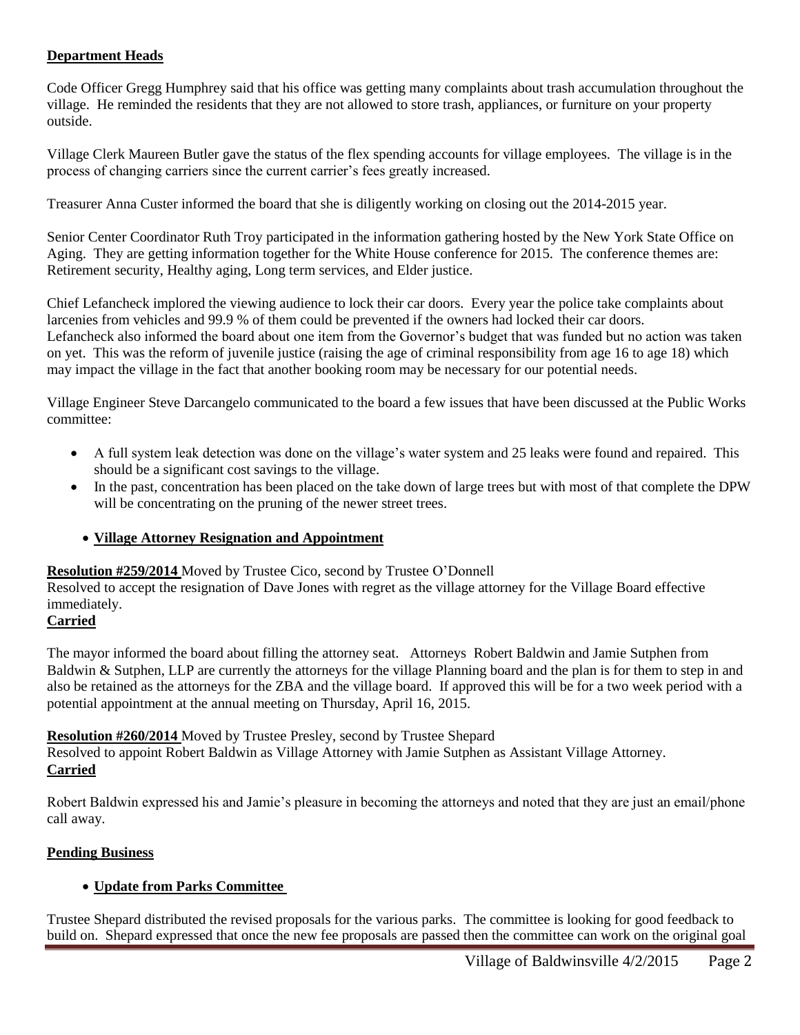**Department Heads**

Code Officer Gregg Humphrey said that his office was getting many complaints about trash accumulation throughout the village. He reminded the residents that they are not allowed to store trash, appliances, or furniture on your property outside.

Village Clerk Maureen Butler gave the status of the flex spending accounts for village employees. The village is in the process of changing carriers since the current carrier's fees greatly increased.

Treasurer Anna Custer informed the board that she is diligently working on closing out the 2014-2015 year.

Senior Center Coordinator Ruth Troy participated in the information gathering hosted by the New York State Office on Aging. They are getting information together for the White House conference for 2015. The conference themes are: Retirement security, Healthy aging, Long term services, and Elder justice.

Chief Lefancheck implored the viewing audience to lock their car doors. Every year the police take complaints about larcenies from vehicles and 99.9 % of them could be prevented if the owners had locked their car doors. Lefancheck also informed the board about one item from the Governor's budget that was funded but no action was taken on yet. This was the reform of juvenile justice (raising the age of criminal responsibility from age 16 to age 18) which may impact the village in the fact that another booking room may be necessary for our potential needs.

Village Engineer Steve Darcangelo communicated to the board a few issues that have been discussed at the Public Works committee:

- A full system leak detection was done on the village's water system and 25 leaks were found and repaired. This should be a significant cost savings to the village.
- In the past, concentration has been placed on the take down of large trees but with most of that complete the DPW will be concentrating on the pruning of the newer street trees.

- **Village Attorney Resignation and Appointment**

**Resolution #259/2014** Moved by Trustee Cico, second by Trustee O'Donnell
Resolved to accept the resignation of Dave Jones with regret as the village attorney for the Village Board effective immediately.
**Carried**

The mayor informed the board about filling the attorney seat. Attorneys Robert Baldwin and Jamie Sutphen from Baldwin & Sutphen, LLP are currently the attorneys for the village Planning board and the plan is for them to step in and also be retained as the attorneys for the ZBA and the village board. If approved this will be for a two week period with a potential appointment at the annual meeting on Thursday, April 16, 2015.

**Resolution #260/2014** Moved by Trustee Presley, second by Trustee Shepard
Resolved to appoint Robert Baldwin as Village Attorney with Jamie Sutphen as Assistant Village Attorney.
**Carried**

Robert Baldwin expressed his and Jamie's pleasure in becoming the attorneys and noted that they are just an email/phone call away.

**Pending Business**

- **Update from Parks Committee**

Trustee Shepard distributed the revised proposals for the various parks. The committee is looking for good feedback to build on. Shepard expressed that once the new fee proposals are passed then the committee can work on the original goal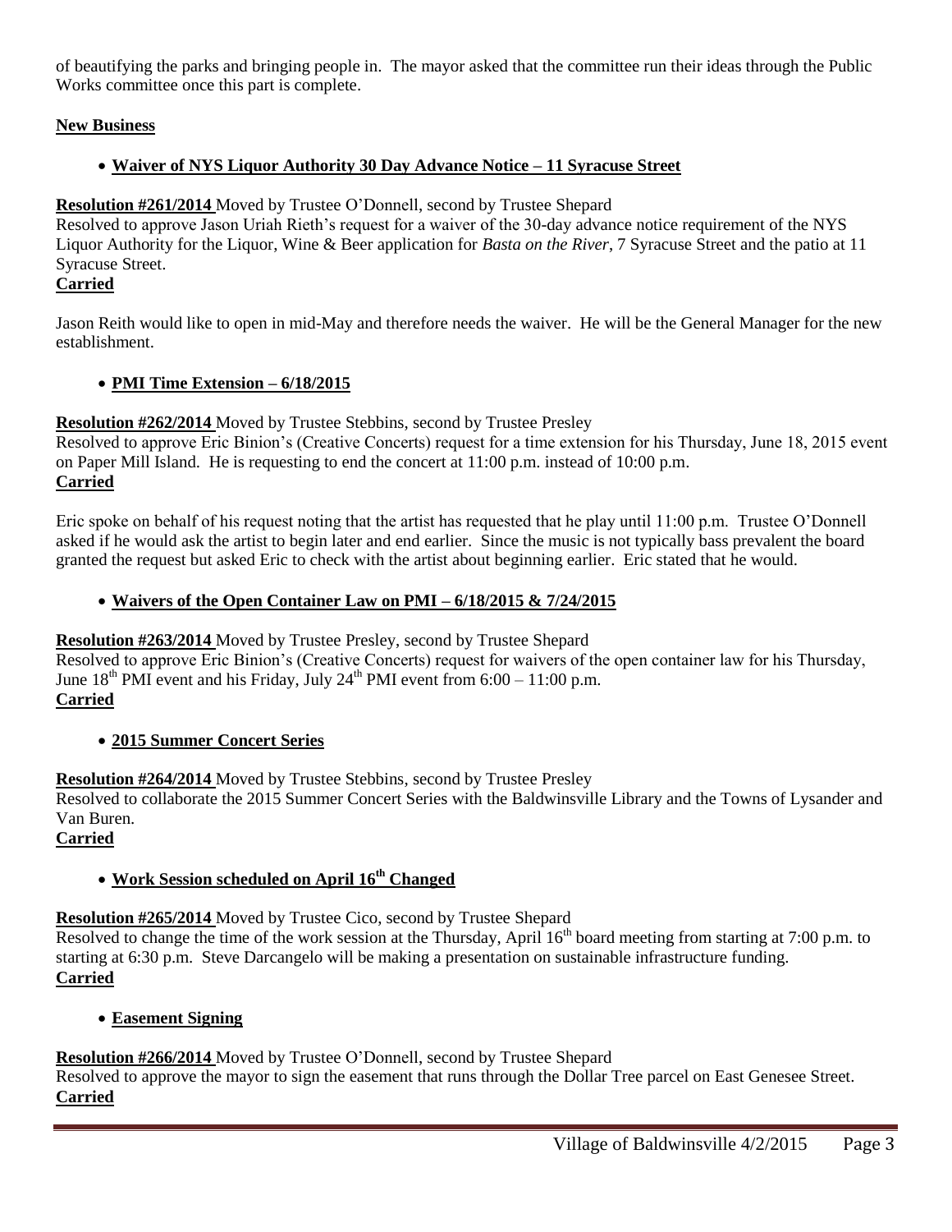of beautifying the parks and bringing people in. The mayor asked that the committee run their ideas through the Public Works committee once this part is complete.

**New Business**

- **Waiver of NYS Liquor Authority 30 Day Advance Notice – 11 Syracuse Street**

**Resolution #261/2014** Moved by Trustee O'Donnell, second by Trustee Shepard
Resolved to approve Jason Uriah Rieth's request for a waiver of the 30-day advance notice requirement of the NYS Liquor Authority for the Liquor, Wine & Beer application for *Basta on the River*, 7 Syracuse Street and the patio at 11 Syracuse Street.
**Carried**

Jason Reith would like to open in mid-May and therefore needs the waiver. He will be the General Manager for the new establishment.

- **PMI Time Extension – 6/18/2015**

**Resolution #262/2014** Moved by Trustee Stebbins, second by Trustee Presley
Resolved to approve Eric Binion's (Creative Concerts) request for a time extension for his Thursday, June 18, 2015 event on Paper Mill Island. He is requesting to end the concert at 11:00 p.m. instead of 10:00 p.m.
**Carried**

Eric spoke on behalf of his request noting that the artist has requested that he play until 11:00 p.m. Trustee O'Donnell asked if he would ask the artist to begin later and end earlier. Since the music is not typically bass prevalent the board granted the request but asked Eric to check with the artist about beginning earlier. Eric stated that he would.

- **Waivers of the Open Container Law on PMI – 6/18/2015 & 7/24/2015**

**Resolution #263/2014** Moved by Trustee Presley, second by Trustee Shepard
Resolved to approve Eric Binion's (Creative Concerts) request for waivers of the open container law for his Thursday, June 18th PMI event and his Friday, July 24th PMI event from 6:00 – 11:00 p.m.
**Carried**

- **2015 Summer Concert Series**

**Resolution #264/2014** Moved by Trustee Stebbins, second by Trustee Presley
Resolved to collaborate the 2015 Summer Concert Series with the Baldwinsville Library and the Towns of Lysander and Van Buren.
**Carried**

- **Work Session scheduled on April 16th Changed**

**Resolution #265/2014** Moved by Trustee Cico, second by Trustee Shepard
Resolved to change the time of the work session at the Thursday, April 16th board meeting from starting at 7:00 p.m. to starting at 6:30 p.m. Steve Darcangelo will be making a presentation on sustainable infrastructure funding.
**Carried**

- **Easement Signing**

**Resolution #266/2014** Moved by Trustee O'Donnell, second by Trustee Shepard
Resolved to approve the mayor to sign the easement that runs through the Dollar Tree parcel on East Genesee Street.
**Carried**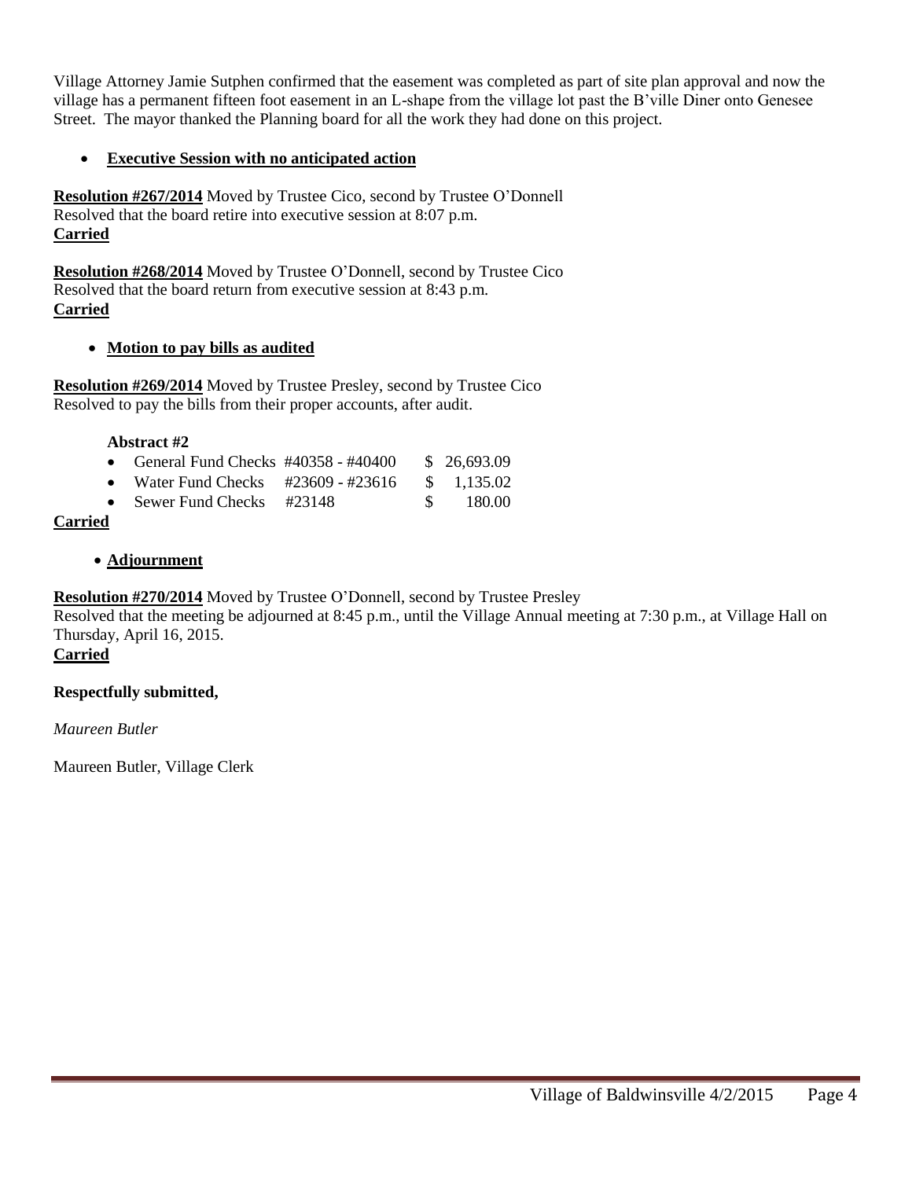Village Attorney Jamie Sutphen confirmed that the easement was completed as part of site plan approval and now the village has a permanent fifteen foot easement in an L-shape from the village lot past the B'ville Diner onto Genesee Street. The mayor thanked the Planning board for all the work they had done on this project.

- **Executive Session with no anticipated action**

**Resolution #267/2014** Moved by Trustee Cico, second by Trustee O'Donnell
Resolved that the board retire into executive session at 8:07 p.m.
**Carried**

**Resolution #268/2014** Moved by Trustee O'Donnell, second by Trustee Cico
Resolved that the board return from executive session at 8:43 p.m.
**Carried**

- **Motion to pay bills as audited**

**Resolution #269/2014** Moved by Trustee Presley, second by Trustee Cico
Resolved to pay the bills from their proper accounts, after audit.

**Abstract #2**

| | | |
|---|---|---|
| General Fund Checks | #40358 - #40400 | $ 26,693.09 |
| Water Fund Checks | #23609 - #23616 | $ 1,135.02 |
| Sewer Fund Checks | #23148 | $ 180.00 |

**Carried**

- **Adjournment**

**Resolution #270/2014** Moved by Trustee O'Donnell, second by Trustee Presley
Resolved that the meeting be adjourned at 8:45 p.m., until the Village Annual meeting at 7:30 p.m., at Village Hall on Thursday, April 16, 2015.
**Carried**

**Respectfully submitted,**

*Maureen Butler*

Maureen Butler, Village Clerk